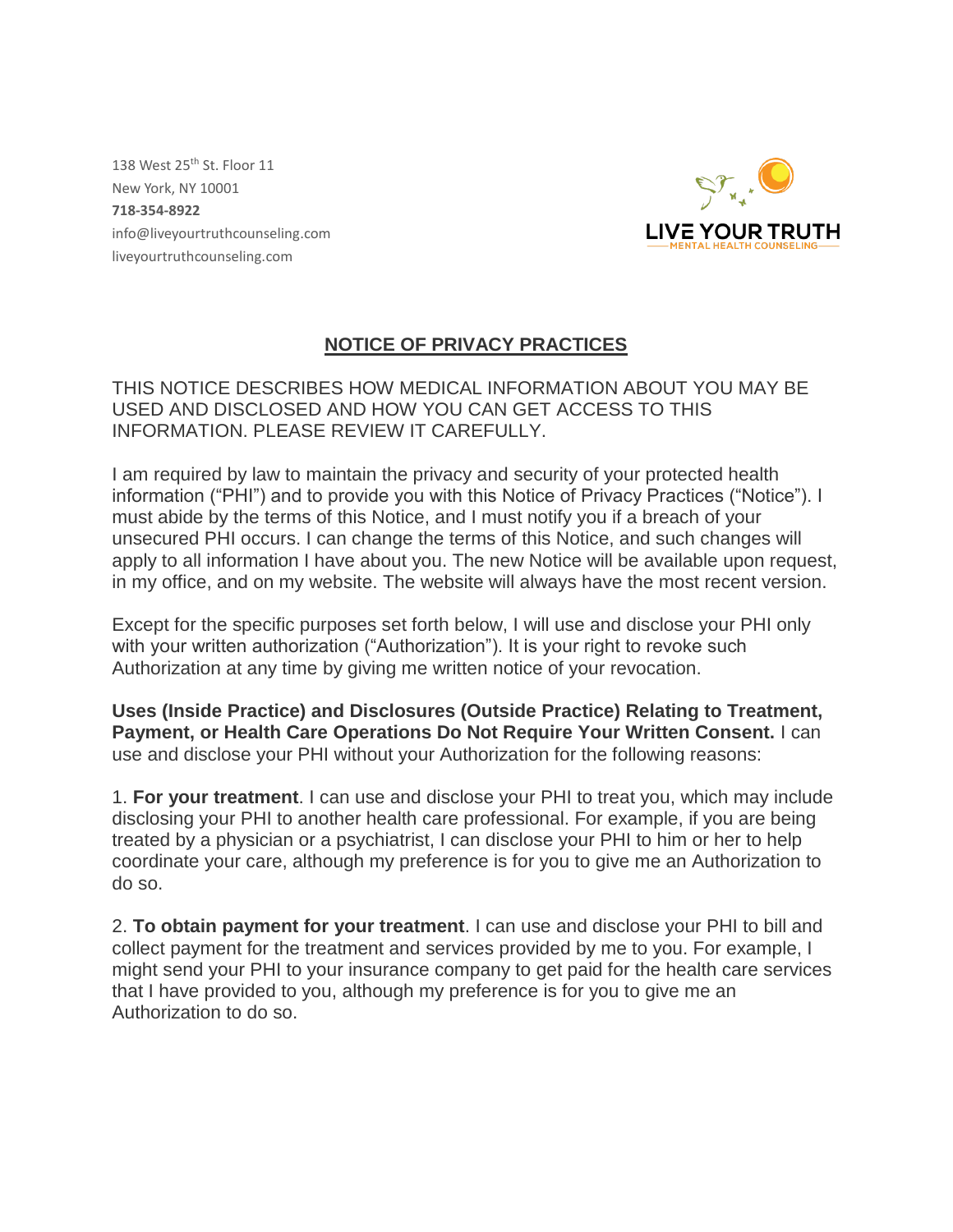138 West 25th St. Floor 11
New York, NY 10001
**718-354-8922**
info@liveyourtruthcounseling.com
liveyourtruthcounseling.com

LIVE YOUR TRUTH
MENTAL HEALTH COUNSELING

## NOTICE OF PRIVACY PRACTICES

THIS NOTICE DESCRIBES HOW MEDICAL INFORMATION ABOUT YOU MAY BE USED AND DISCLOSED AND HOW YOU CAN GET ACCESS TO THIS INFORMATION. PLEASE REVIEW IT CAREFULLY.

I am required by law to maintain the privacy and security of your protected health information ("PHI") and to provide you with this Notice of Privacy Practices ("Notice"). I must abide by the terms of this Notice, and I must notify you if a breach of your unsecured PHI occurs. I can change the terms of this Notice, and such changes will apply to all information I have about you. The new Notice will be available upon request, in my office, and on my website. The website will always have the most recent version.

Except for the specific purposes set forth below, I will use and disclose your PHI only with your written authorization ("Authorization"). It is your right to revoke such Authorization at any time by giving me written notice of your revocation.

**Uses (Inside Practice) and Disclosures (Outside Practice) Relating to Treatment, Payment, or Health Care Operations Do Not Require Your Written Consent.** I can use and disclose your PHI without your Authorization for the following reasons:

1. **For your treatment**. I can use and disclose your PHI to treat you, which may include disclosing your PHI to another health care professional. For example, if you are being treated by a physician or a psychiatrist, I can disclose your PHI to him or her to help coordinate your care, although my preference is for you to give me an Authorization to do so.

2. **To obtain payment for your treatment**. I can use and disclose your PHI to bill and collect payment for the treatment and services provided by me to you. For example, I might send your PHI to your insurance company to get paid for the health care services that I have provided to you, although my preference is for you to give me an Authorization to do so.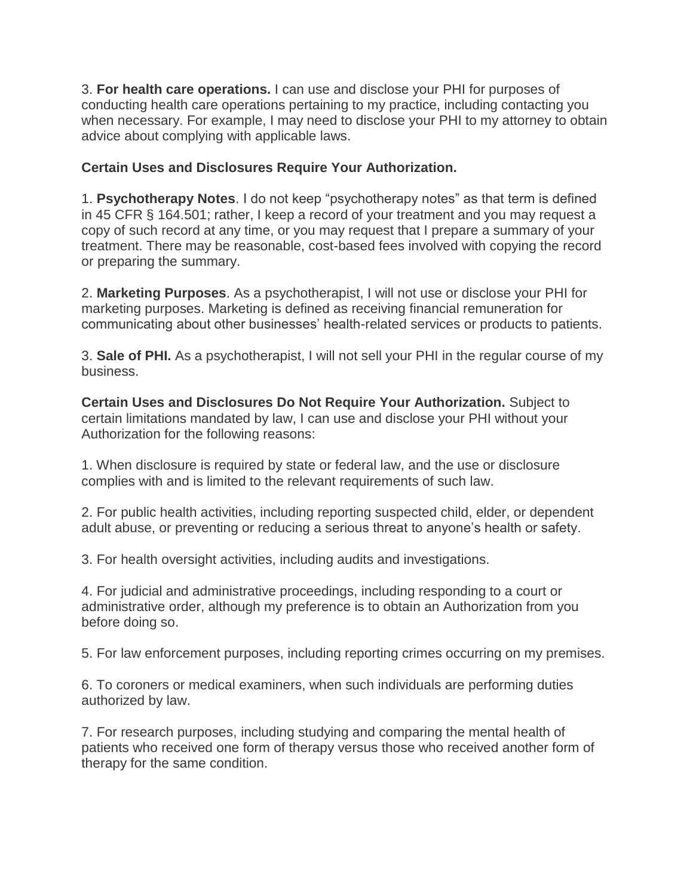3. **For health care operations.** I can use and disclose your PHI for purposes of conducting health care operations pertaining to my practice, including contacting you when necessary. For example, I may need to disclose your PHI to my attorney to obtain advice about complying with applicable laws.

**Certain Uses and Disclosures Require Your Authorization.**

1. **Psychotherapy Notes**. I do not keep “psychotherapy notes” as that term is defined in 45 CFR § 164.501; rather, I keep a record of your treatment and you may request a copy of such record at any time, or you may request that I prepare a summary of your treatment. There may be reasonable, cost-based fees involved with copying the record or preparing the summary.

2. **Marketing Purposes**. As a psychotherapist, I will not use or disclose your PHI for marketing purposes. Marketing is defined as receiving financial remuneration for communicating about other businesses’ health-related services or products to patients.

3. **Sale of PHI.** As a psychotherapist, I will not sell your PHI in the regular course of my business.

**Certain Uses and Disclosures Do Not Require Your Authorization.** Subject to certain limitations mandated by law, I can use and disclose your PHI without your Authorization for the following reasons:

1. When disclosure is required by state or federal law, and the use or disclosure complies with and is limited to the relevant requirements of such law.

2. For public health activities, including reporting suspected child, elder, or dependent adult abuse, or preventing or reducing a serious threat to anyone’s health or safety.

3. For health oversight activities, including audits and investigations.

4. For judicial and administrative proceedings, including responding to a court or administrative order, although my preference is to obtain an Authorization from you before doing so.

5. For law enforcement purposes, including reporting crimes occurring on my premises.

6. To coroners or medical examiners, when such individuals are performing duties authorized by law.

7. For research purposes, including studying and comparing the mental health of patients who received one form of therapy versus those who received another form of therapy for the same condition.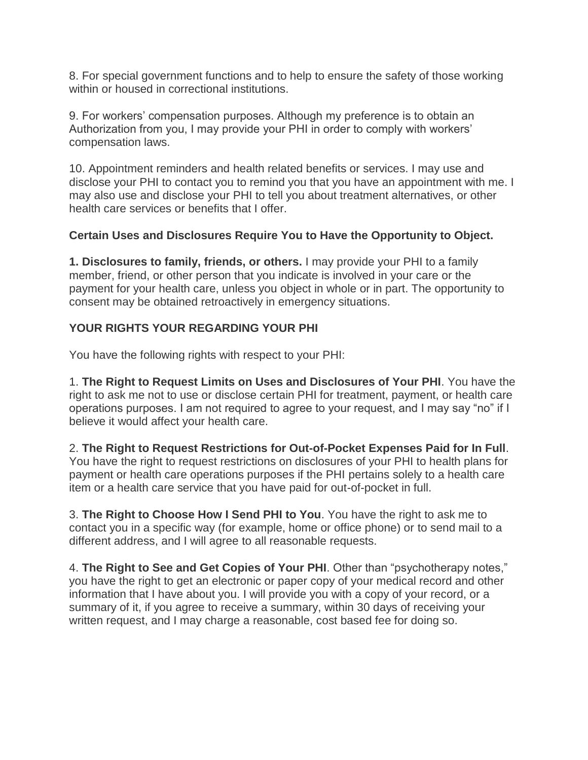8. For special government functions and to help to ensure the safety of those working within or housed in correctional institutions.

9. For workers' compensation purposes. Although my preference is to obtain an Authorization from you, I may provide your PHI in order to comply with workers' compensation laws.

10. Appointment reminders and health related benefits or services. I may use and disclose your PHI to contact you to remind you that you have an appointment with me. I may also use and disclose your PHI to tell you about treatment alternatives, or other health care services or benefits that I offer.

**Certain Uses and Disclosures Require You to Have the Opportunity to Object.**

**1. Disclosures to family, friends, or others.** I may provide your PHI to a family member, friend, or other person that you indicate is involved in your care or the payment for your health care, unless you object in whole or in part. The opportunity to consent may be obtained retroactively in emergency situations.

**YOUR RIGHTS YOUR REGARDING YOUR PHI**

You have the following rights with respect to your PHI:

1. **The Right to Request Limits on Uses and Disclosures of Your PHI**. You have the right to ask me not to use or disclose certain PHI for treatment, payment, or health care operations purposes. I am not required to agree to your request, and I may say "no" if I believe it would affect your health care.

2. **The Right to Request Restrictions for Out-of-Pocket Expenses Paid for In Full**. You have the right to request restrictions on disclosures of your PHI to health plans for payment or health care operations purposes if the PHI pertains solely to a health care item or a health care service that you have paid for out-of-pocket in full.

3. **The Right to Choose How I Send PHI to You**. You have the right to ask me to contact you in a specific way (for example, home or office phone) or to send mail to a different address, and I will agree to all reasonable requests.

4. **The Right to See and Get Copies of Your PHI**. Other than "psychotherapy notes," you have the right to get an electronic or paper copy of your medical record and other information that I have about you. I will provide you with a copy of your record, or a summary of it, if you agree to receive a summary, within 30 days of receiving your written request, and I may charge a reasonable, cost based fee for doing so.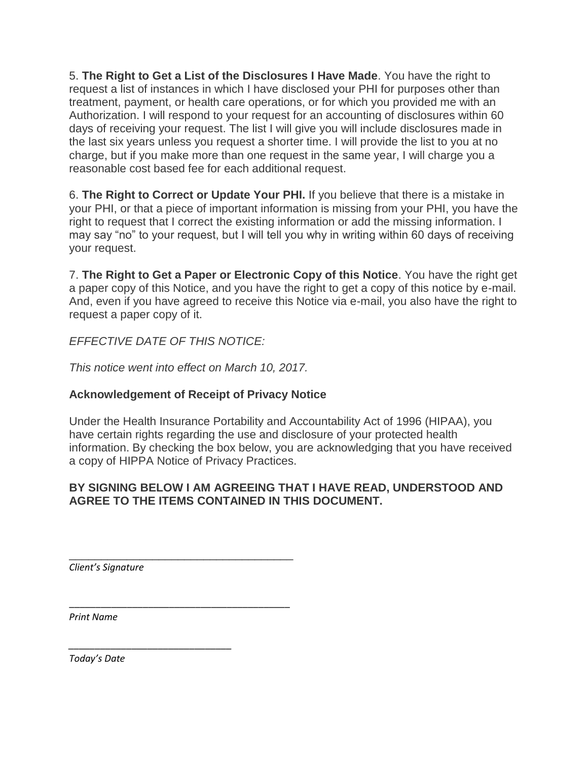5. **The Right to Get a List of the Disclosures I Have Made**. You have the right to request a list of instances in which I have disclosed your PHI for purposes other than treatment, payment, or health care operations, or for which you provided me with an Authorization. I will respond to your request for an accounting of disclosures within 60 days of receiving your request. The list I will give you will include disclosures made in the last six years unless you request a shorter time. I will provide the list to you at no charge, but if you make more than one request in the same year, I will charge you a reasonable cost based fee for each additional request.

6. **The Right to Correct or Update Your PHI.** If you believe that there is a mistake in your PHI, or that a piece of important information is missing from your PHI, you have the right to request that I correct the existing information or add the missing information. I may say "no" to your request, but I will tell you why in writing within 60 days of receiving your request.

7. **The Right to Get a Paper or Electronic Copy of this Notice**. You have the right get a paper copy of this Notice, and you have the right to get a copy of this notice by e-mail. And, even if you have agreed to receive this Notice via e-mail, you also have the right to request a paper copy of it.

*EFFECTIVE DATE OF THIS NOTICE:*

*This notice went into effect on March 10, 2017.*

**Acknowledgement of Receipt of Privacy Notice**

Under the Health Insurance Portability and Accountability Act of 1996 (HIPAA), you have certain rights regarding the use and disclosure of your protected health information. By checking the box below, you are acknowledging that you have received a copy of HIPPA Notice of Privacy Practices.

**BY SIGNING BELOW I AM AGREEING THAT I HAVE READ, UNDERSTOOD AND AGREE TO THE ITEMS CONTAINED IN THIS DOCUMENT.**

________________________________________
*Client's Signature*

________________________________________
*Print Name*

______________________________
*Today's Date*